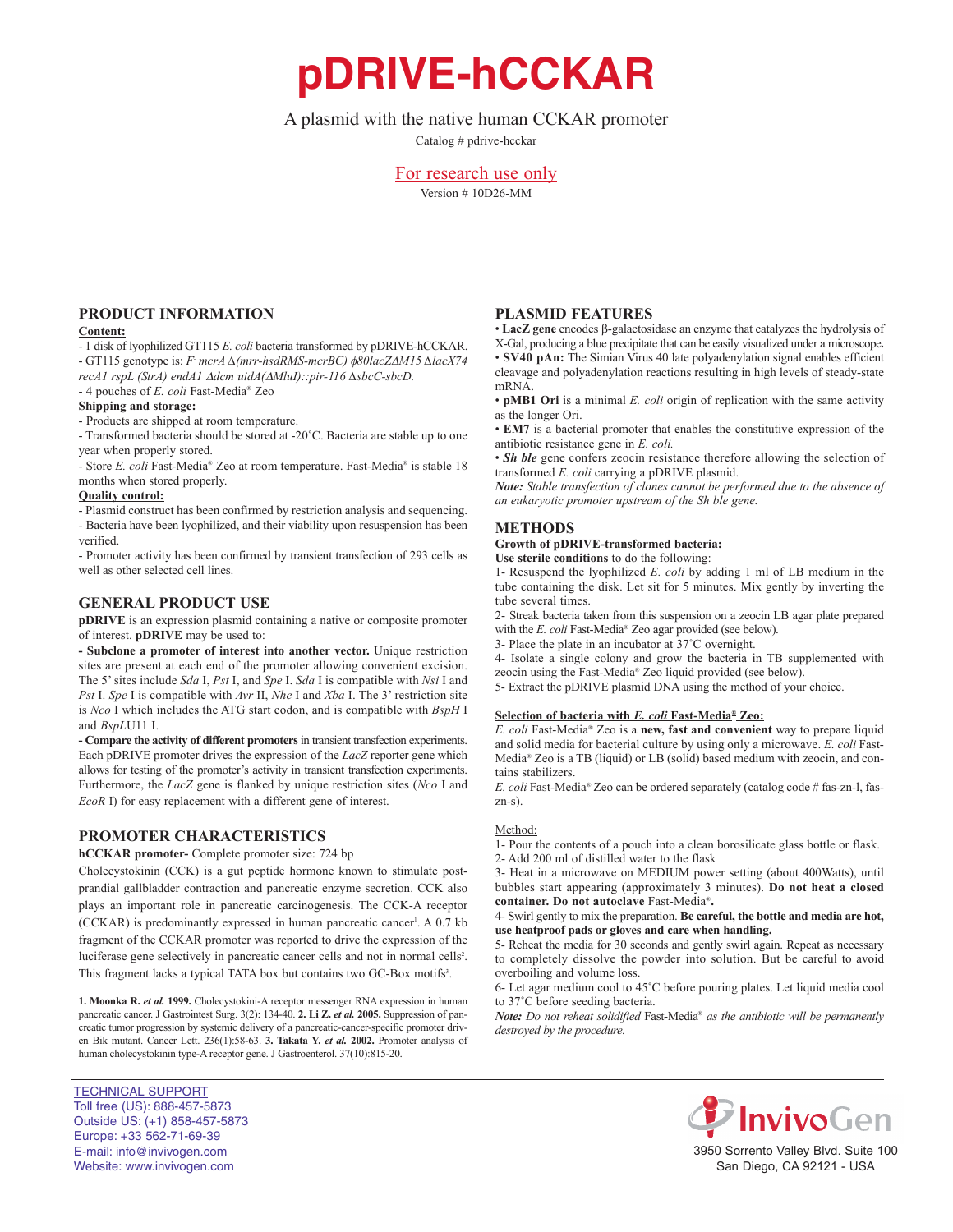# pDRIVE-hCCKAR

A plasmid with the native human CCKAR promoter

Catalog # pdrive-hcckar

For research use only

Version # 10D26-MM

## PRODUCT INFORMATION

**Content:**

- 1 disk of lyophilized GT115 *E. coli* bacteria transformed by pDRIVE-hCCKAR.
- GT115 genotype is: *F⁻ mcrA Δ(mrr-hsdRMS-mcrBC) φ80lacZΔM15 ΔlacX74 recA1 rspL (StrA) endA1 Δdcm uidA(ΔMluI)::pir-116 ΔsbcC-sbcD.*
- 4 pouches of *E. coli* Fast-Media® Zeo

**Shipping and storage:**

- Products are shipped at room temperature.
- Transformed bacteria should be stored at -20˚C. Bacteria are stable up to one year when properly stored.
- Store *E. coli* Fast-Media® Zeo at room temperature. Fast-Media® is stable 18 months when stored properly.

**Quality control:**

- Plasmid construct has been confirmed by restriction analysis and sequencing.
- Bacteria have been lyophilized, and their viability upon resuspension has been verified.
- Promoter activity has been confirmed by transient transfection of 293 cells as well as other selected cell lines.

## GENERAL PRODUCT USE

**pDRIVE** is an expression plasmid containing a native or composite promoter of interest. **pDRIVE** may be used to:

**- Subclone a promoter of interest into another vector.** Unique restriction sites are present at each end of the promoter allowing convenient excision. The 5' sites include *Sda* I, *Pst* I, and *Spe* I. *Sda* I is compatible with *Nsi* I and *Pst* I. *Spe* I is compatible with *Avr* II, *Nhe* I and *Xba* I. The 3' restriction site is *Nco* I which includes the ATG start codon, and is compatible with *BspH* I and *BspLU11* I.

**- Compare the activity of different promoters** in transient transfection experiments. Each pDRIVE promoter drives the expression of the *LacZ* reporter gene which allows for testing of the promoter's activity in transient transfection experiments. Furthermore, the *LacZ* gene is flanked by unique restriction sites (*Nco* I and *EcoR* I) for easy replacement with a different gene of interest.

## PROMOTER CHARACTERISTICS

**hCCKAR promoter-** Complete promoter size: 724 bp

Cholecystokinin (CCK) is a gut peptide hormone known to stimulate post-prandial gallbladder contraction and pancreatic enzyme secretion. CCK also plays an important role in pancreatic carcinogenesis. The CCK-A receptor (CCKAR) is predominantly expressed in human pancreatic cancer[1]. A 0.7 kb fragment of the CCKAR promoter was reported to drive the expression of the luciferase gene selectively in pancreatic cancer cells and not in normal cells[2]. This fragment lacks a typical TATA box but contains two GC-Box motifs[3].

**1. Moonka R. *et al.* 1999.** Cholecystokini-A receptor messenger RNA expression in human pancreatic cancer. J Gastrointest Surg. 3(2): 134-40. **2. Li Z. *et al.* 2005.** Suppression of pancreatic tumor progression by systemic delivery of a pancreatic-cancer-specific promoter driven Bik mutant. Cancer Lett. 236(1):58-63. **3. Takata Y. *et al.* 2002.** Promoter analysis of human cholecystokinin type-A receptor gene. J Gastroenterol. 37(10):815-20.

## PLASMID FEATURES

- **LacZ gene** encodes β-galactosidase an enzyme that catalyzes the hydrolysis of X-Gal, producing a blue precipitate that can be easily visualized under a microscope**.**
- **SV40 pAn:** The Simian Virus 40 late polyadenylation signal enables efficient cleavage and polyadenylation reactions resulting in high levels of steady-state mRNA.
- **pMB1 Ori** is a minimal *E. coli* origin of replication with the same activity as the longer Ori.
- **EM7** is a bacterial promoter that enables the constitutive expression of the antibiotic resistance gene in *E. coli.*
- ***Sh ble*** gene confers zeocin resistance therefore allowing the selection of transformed *E. coli* carrying a pDRIVE plasmid.

***Note:*** *Stable transfection of clones cannot be performed due to the absence of an eukaryotic promoter upstream of the Sh ble gene.*

## METHODS

**Growth of pDRIVE-transformed bacteria:**

**Use sterile conditions** to do the following:

1- Resuspend the lyophilized *E. coli* by adding 1 ml of LB medium in the tube containing the disk. Let sit for 5 minutes. Mix gently by inverting the tube several times.

2- Streak bacteria taken from this suspension on a zeocin LB agar plate prepared with the *E. coli* Fast-Media® Zeo agar provided (see below).

3- Place the plate in an incubator at 37˚C overnight.

4- Isolate a single colony and grow the bacteria in TB supplemented with zeocin using the Fast-Media® Zeo liquid provided (see below).

5- Extract the pDRIVE plasmid DNA using the method of your choice.

**Selection of bacteria with *E. coli* Fast-Media® Zeo:**

*E. coli* Fast-Media® Zeo is a **new, fast and convenient** way to prepare liquid and solid media for bacterial culture by using only a microwave. *E. coli* Fast-Media® Zeo is a TB (liquid) or LB (solid) based medium with zeocin, and contains stabilizers.

*E. coli* Fast-Media® Zeo can be ordered separately (catalog code # fas-zn-l, fas-zn-s).

Method:

1- Pour the contents of a pouch into a clean borosilicate glass bottle or flask.

2- Add 200 ml of distilled water to the flask

3- Heat in a microwave on MEDIUM power setting (about 400Watts), until bubbles start appearing (approximately 3 minutes). **Do not heat a closed container. Do not autoclave** Fast-Media®**.**

4- Swirl gently to mix the preparation. **Be careful, the bottle and media are hot, use heatproof pads or gloves and care when handling.**

5- Reheat the media for 30 seconds and gently swirl again. Repeat as necessary to completely dissolve the powder into solution. But be careful to avoid overboiling and volume loss.

6- Let agar medium cool to 45˚C before pouring plates. Let liquid media cool to 37˚C before seeding bacteria.

***Note:*** *Do not reheat solidified* Fast-Media® *as the antibiotic will be permanently destroyed by the procedure.*

TECHNICAL SUPPORT
Toll free (US): 888-457-5873
Outside US: (+1) 858-457-5873
Europe: +33 562-71-69-39
E-mail: info@invivogen.com
Website: www.invivogen.com

InvivoGen
3950 Sorrento Valley Blvd. Suite 100
San Diego, CA 92121 - USA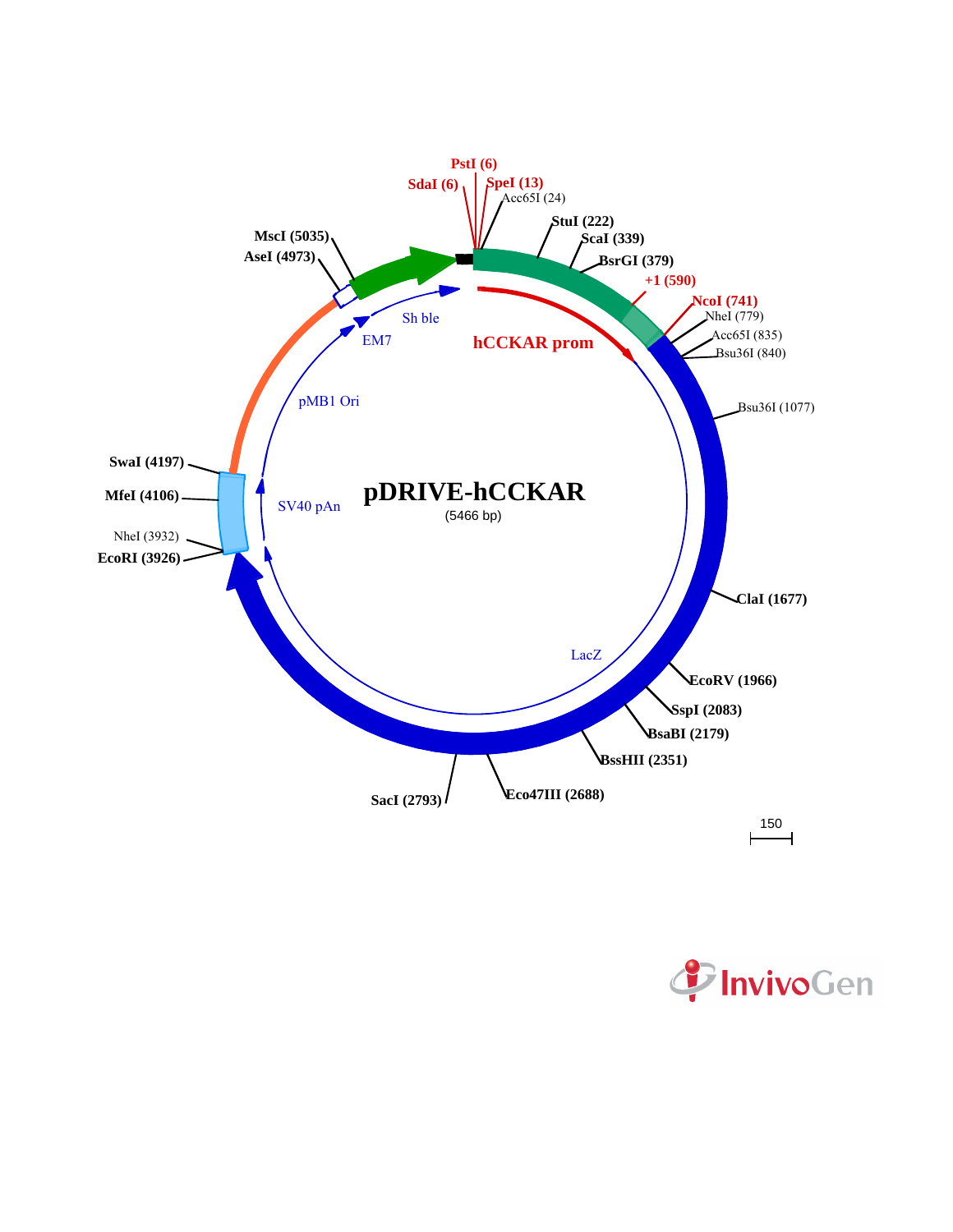# pDRIVE-hCCKAR

(5466 bp)

- PstI (6)
- SdaI (6)
- SpeI (13)
- Acc65I (24)
- StuI (222)
- ScaI (339)
- BsrGI (379)
- +1 (590)
- NcoI (741)
- NheI (779)
- Acc65I (835)
- Bsu36I (840)
- Bsu36I (1077)
- ClaI (1677)
- EcoRV (1966)
- SspI (2083)
- BsaBI (2179)
- BssHII (2351)
- Eco47III (2688)
- SacI (2793)
- EcoRI (3926)
- NheI (3932)
- MfeI (4106)
- SwaI (4197)
- AseI (4973)
- MscI (5035)

Features: hCCKAR prom, LacZ, SV40 pAn, pMB1 Ori, EM7, Sh ble

150

InvivoGen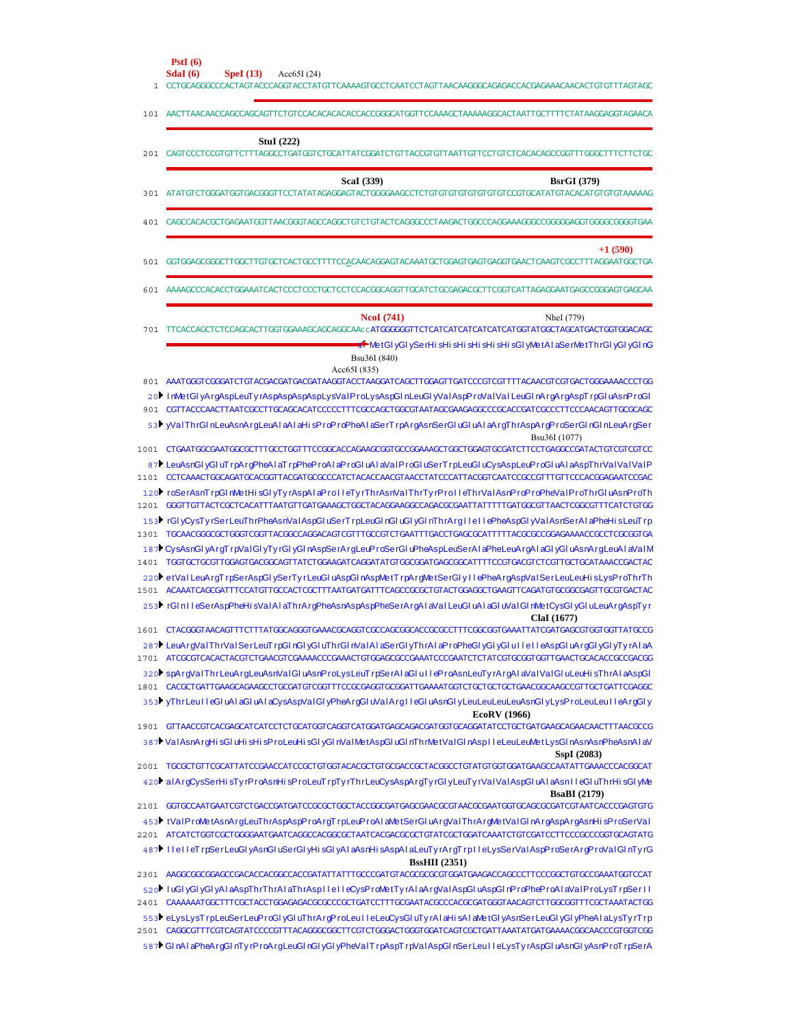```
PstI (6)
SdaI (6)      SpeI (13)     Acc65I (24)
   1  CCTGCAGGGCCCACTAGTACCCAGGTACCTATGTTCAAAAGTGCCTCAATCCTAGTTAACAAGGGCAGAGACCACGAGAAACAACACTGTGTTTAGTAGC

 101  AACTTAACAACCAGCCAGCAGTTCTGTCCACACACACACCACCGGGCATGGTTCCAAAGCTAAAAAGGCACTAATTGCTTTTCTATAAGGAGGTAGAACA

                StuI (222)
 201  CAGTCCCTCCGTGTTCTTTAGGCCTGATGGTCTGCATTATCGGATCTGTTACCGTGTTAATTGTTCCTGTCTCACACAGCCGGTTTGGGCTTTCTTCTGC

                                        ScaI (339)                          BsrGI (379)
 301  ATATGTCTGGGATGGTGACGGGTTCCTATATAGAGGAGTACTGGGGAAGCCTCTGTGTGTGTGTGTGTGTCCGTGCATATGTACACATGTGTGTAAAAAG

 401  CAGCCACACGCTGAGAATGGTTAACGGGTAGCCAGGCTGTCTGTACTCAGGGCCCTAAGACTGGCCCAGGAAAGGGCCGGGGGAGGTGGGGCGGGGTGAA

                                                                                           +1 (590)
 501  GGTGGAGCGGGCTTGGCTTGTGCTCACTGCCTTTTCCACAACAGGAGTACAAATGCTGGAGTGAGTGAGGTGAACTCAAGTCGCCTTTAGGAATGGCTGA

 601  AAAAGCCCACACCTGGAAATCACTCCCTCCCTGCTCCTCCACGGCAGGTTGCATCTGCGAGACGCTTCGGTCATTAGAGGAATGAGCCGGGAGTGAGCAA

                                         NcoI (741)                        NheI (779)
 701  TTCACCAGCTCTCCAGCACTTGGTGGAAAGCAGCAGGCAAccATGGGGGGTTCTCATCATCATCATCATCATGGTATGGCTAGCATGACTGGTGGACAGC
                                               1▸ MetGlyGlySerHisHisHisHisHisHisGlyMetAlaSerMetThrGlyGlyGlnG
                                         Bsu36I (840)
                                       Acc65I (835)
 801  AAATGGGTCGGGATCTGTACGACGATGACGATAAGGTACCTAAGGATCAGCTTGGAGTTGATCCCGTCGTTTTACAACGTCGTGACTGGGAAAACCCTGG
  20▸ lnMetGlyArgAspLeuTyrAspAspAspAspLysValProLysAspGlnLeuGlyValAspProValValLeuGlnArgArgAspTrpGluAsnProGl
 901  CGTTACCCAACTTAATCGCCTTGCAGCACATCCCCCTTTCGCCAGCTGGCGTAATAGCGAAGAGGCCCGCACCGATCGCCCTTCCCAACAGTTGCGCAGC
  53▸ yValThrGlnLeuAsnArgLeuAlaAlaHisProProPheAlaSerTrpArgAsnSerGluGluAlaArgThrAspArgProSerGlnGlnLeuArgSer
                                                                                      Bsu36I (1077)
1001  CTGAATGGCGAATGGCGCTTTGCCTGGTTTCCGGCACCAGAAGCGGTGCCGGAAAGCTGGCTGGAGTGCGATCTTCCTGAGGCCGATACTGTCGTCGTCC
  87▸ LeuAsnGlyGluTrpArgPheAlaTrpPheProAlaProGluAlaValProGluSerTrpLeuGluCysAspLeuProGluAlaAspThrValValValP
1101  CCTCAAACTGGCAGATGCACGGTTACGATGCGCCCATCTACACCAACGTAACCTATCCCATTACGGTCAATCCGCCGTTTGTTCCCACGGAGAATCCGAC
 120▸ roSerAsnTrpGlnMetHisGlyTyrAspAlaProIleTyrThrAsnValThrTyrProIleThrValAsnProProPheValProThrGluAsnProTh
1201  GGGTTGTTACTCGCTCACATTTAATGTTGATGAAAGCTGGCTACAGGAAGGCCAGACGCGAATTATTTTTGATGGCGTTAACTCGGCGTTTCATCTGTGG
 153▸ rGlyCysTyrSerLeuThrPheAsnValAspGluSerTrpLeuGlnGluGlyGlnThrArgIleIlePheAspGlyValAsnSerAlaPheHisLeuTrp
1301  TGCAACGGGCGCTGGGTCGGTTACGGCCAGGACAGTCGTTTGCCGTCTGAATTTGACCTGAGCGCATTTTTACGCGCCGGAGAAAACCGCCTCGCGGTGA
 187▸ CysAsnGlyArgTrpValGlyTyrGlyGlnAspSerArgLeuProSerGluPheAspLeuSerAlaPheLeuArgAlaGlyGluAsnArgLeuAlaValM
1401  TGGTGCTGCGTTGGAGTGACGGCAGTTATCTGGAAGATCAGGATATGTGGCGGATGAGCGGCATTTTCCGTGACGTCTCGTTGCTGCATAAACCGACTAC
 220▸ etValLeuArgTrpSerAspGlySerTyrLeuGluAspGlnAspMetTrpArgMetSerGlyIlePheArgAspValSerLeuLeuHisLysProThrTh
1501  ACAAATCAGCGATTTCCATGTTGCCACTCGCTTTAATGATGATTTCAGCCGCGCTGTACTGGAGGCTGAAGTTCAGATGTGCGGCGAGTTGCGTGACTAC
 253▸ rGlnIleSerAspPheHisValAlaThrArgPheAsnAspAspPheSerArgAlaValLeuGluAlaGluValGlnMetCysGlyGluLeuArgAspTyr
                                                                               ClaI (1677)
1601  CTACGGGTAACAGTTTCTTTATGGCAGGGTGAAACGCAGGTCGCCAGCGGCACCGCGCCTTTCGGCGGTGAAATTATCGATGAGCGTGGTGGTTATGCCG
 287▸ LeuArgValThrValSerLeuTrpGlnGlyGluThrGlnValAlaSerGlyThrAlaProPheGlyGlyGluIleIleAspGluArgGlyGlyTyrAlaA
1701  ATCGCGTCACACTACGTCTGAACGTCGAAAACCCGAAACTGTGGAGCGCCGAAATCCCGAATCTCTATCGTGCGGTGGTTGAACTGCACACCGCCGACGG
 320▸ spArgValThrLeuArgLeuAsnValGluAsnProLysLeuTrpSerAlaGluIleProAsnLeuTyrArgAlaValValGluLeuHisThrAlaAspGl
1801  CACGCTGATTGAAGCAGAAGCCTGCGATGTCGGTTTCCGCGAGGTGCGGATTGAAAATGGTCTGCTGCTGCTGAACGGCAAGCCGTTGCTGATTCGAGGC
 353▸ yThrLeuIleGluAlaGluAlaCysAspValGlyPheArgGluValArgIleGluAsnGlyLeuLeuLeuLeuAsnGlyLysProLeuLeuIleArgGly
                                                                          EcoRV (1966)
1901  GTTAACCGTCACGAGCATCATCCTCTGCATGGTCAGGTCATGGATGAGCAGACGATGGTGCAGGATATCCTGCTGATGAAGCAGAACAACTTTAACGCCG
 387▸ ValAsnArgHisGluHisHisProLeuHisGlyGlnValMetAspGluGlnThrMetValGlnAspIleLeuLeuMetLysGlnAsnAsnPheAsnAlaV
                                                                                        SspI (2083)
2001  TGCGCTGTTCGCATTATCCGAACCATCCGCTGTGGTACACGCTGTGCGACCGCTACGGCCTGTATGTGGTGGATGAAGCCAATATTGAAACCCACGGCAT
 420▸ alArgCysSerHisTyrProAsnHisProLeuTrpTyrThrLeuCysAspArgTyrGlyLeuTyrValValAspGluAlaAsnIleGluThrHisGlyMe
                                                                                        BsaBI (2179)
2101  GGTGCCAATGAATCGTCTGACCGATGATCCGCGCTGGCTACCGGCGATGAGCGAACGCGTAACGCGAATGGTGCAGCGCGATCGTAATCACCCGAGTGTG
 453▸ tValProMetAsnArgLeuThrAspAspProArgTrpLeuProAlaMetSerGluArgValThrArgMetValGlnArgAspArgAsnHisProSerVal
2201  ATCATCTGGTCGCTGGGGAATGAATCAGGCCACGGCGCTAATCACGACGCGCTGTATCGCTGGATCAAATCTGTCGATCCTTCCCGCCCGGTGCAGTATG
 487▸ IleIleTrpSerLeuGlyAsnGluSerGlyHisGlyAlaAsnHisAspAlaLeuTyrArgTrpIleLysSerValAspProSerArgProValGlnTyrG
                                             BssHII (2351)
2301  AAGGCGGCGGAGCCGACACCACGGCCACCGATATTATTTGCCCGATGTACGCGCGCGTGGATGAAGACCAGCCCTTCCCGGCTGTGCCGAAATGGTCCAT
 520▸ luGlyGlyGlyAlaAspThrThrAlaThrAspIleIleCysProMetTyrAlaArgValAspGluAspGlnProPheProAlaValProLysTrpSerIl
2401  CAAAAAATGGCTTTCGCTACCTGGAGAGACGCGCCCGCTGATCCTTTGCGAATACGCCCACGCGATGGGTAACAGTCTTGGCGGTTTCGCTAAATACTGG
 553▸ eLysLysTrpLeuSerLeuProGlyGluThrArgProLeuIleLeuCysGluTyrAlaHisAlaMetGlyAsnSerLeuGlyGlyPheAlaLysTyrTrp
2501  CAGGCGTTTCGTCAGTATCCCCGTTTACAGGGCGGCTTCGTCTGGGACTGGGTGGATCAGTCGCTGATTAAATATGATGAAAACGGCAACCCGTGGTCGG
 587▸ GlnAlaPheArgGlnTyrProArgLeuGlnGlyGlyPheValTrpAspTrpValAspGlnSerLeuIleLysTyrAspGluAsnGlyAsnProTrpSerA
```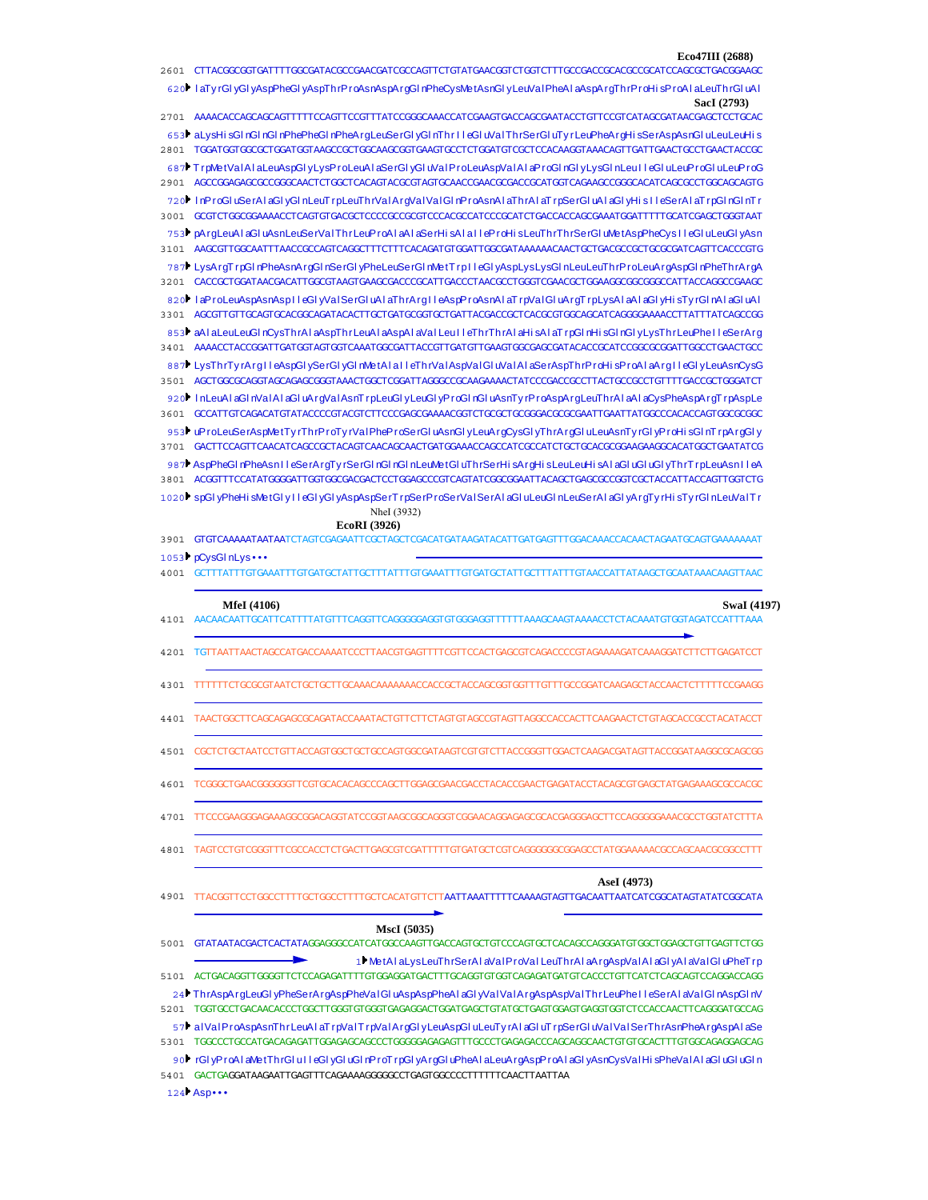```
                                                                                  Eco47III (2688)
2601  CTTACGGCGGTGATTTTGGCGATACGCCGAACGATCGCCAGTTCTGTATGAACGGTCTGGTCTTTGCCGACCGCACGCCGCATCCAGCGCTGACGGAAGC
 620▶ laTyrGlyGlyAspPheGlyAspThrProAsnAspArgGlnPheCysMetAsnGlyLeuValPheAlaAspArgThrProHisProAlaLeuThrGluAl
                                                                                          SacI (2793)
2701  AAAACACCAGCAGCAGTTTTTCCAGTTCCGTTTATCCGGGCAAACCATCGAAGTGACCAGCGAATACCTGTTCCGTCATAGCGATAACGAGCTCCTGCAC
 653▶ aLysHisGlnGlnGlnPhePheGlnPheArgLeuSerGlyGlnThrIleGluValThrSerGluTyrLeuPheArgHisSerAspAsnGluLeuLeuHis
2801  TGGATGGTGGCGCTGGATGGTAAGCCGCTGGCAAGCGGTGAAGTGCCTCTGGATGTCGCTCCACAAGGTAAACAGTTGATTGAACTGCCTGAACTACCGC
 687▶ TrpMetValAlaLeuAspGlyLysProLeuAlaSerGlyGluValProLeuAspValAlaProGlnGlyLysGlnLeuIleGluLeuProGluLeuProG
2901  AGCCGGAGAGCGCCGGGCAACTCTGGCTCACAGTACGCGTAGTGCAACCGAACGCGACCGCATGGTCAGAAGCCGGGCACATCAGCGCCTGGCAGCAGTG
 720▶ lnProGluSerAlaGlyGlnLeuTrpLeuThrValArgValValGlnProAsnAlaThrAlaTrpSerGluAlaGlyHisIleSerAlaTrpGlnGlnTr
3001  GCGTCTGGCGGAAAACCTCAGTGTGACGCTCCCCGCCGCGTCCCACGCCATCCCGCATCTGACCACCAGCGAAATGGATTTTTGCATCGAGCTGGGTAAT
 753▶ pArgLeuAlaGluAsnLeuSerValThrLeuProAlaAlaSerHisAlaIleProHisLeuThrThrSerGluMetAspPheCysIleGluLeuGlyAsn
3101  AAGCGTTGGCAATTTAACCGCCAGTCAGGCTTTCTTTCACAGATGTGGATTGGCGATAAAAAACAACTGCTGACGCCGCTGCGCGATCAGTTCACCCGTG
 787▶ LysArgTrpGlnPheAsnArgGlnSerGlyPheLeuSerGlnMetTrpIleGlyAspLysLysGlnLeuLeuThrProLeuArgAspGlnPheThrArgA
3201  CACCGCTGGATAACGACATTGGCGTAAGTGAAGCGACCCGCATTGACCCTAACGCCTGGGTCGAACGCTGGAAGGCGGCGGGCCATTACCAGGCCGAAGC
 820▶ laProLeuAspAsnAspIleGlyValSerGluAlaThrArgIleAspProAsnAlaTrpValGluArgTrpLysAlaAlaGlyHisTyrGlnAlaGluAl
3301  AGCGTTGTTGCAGTGCACGGCAGATACACTTGCTGATGCGGTGCTGATTACGACCGCTCACGCGTGGCAGCATCAGGGGAAAACCTTATTTATCAGCCGG
 853▶ aAlaLeuLeuGlnCysThrAlaAspThrLeuAlaAspAlaValLeuIleThrThrAlaHisAlaTrpGlnHisGlnGlyLysThrLeuPheIleSerArg
3401  AAAACCTACCGGATTGATGGTAGTGGTCAAATGGCGATTACCGTTGATGTTGAAGTGGCGAGCGATACACCGCATCCGGCGCGGATTGGCCTGAACTGCC
 887▶ LysThrTyrArgIleAspGlySerGlyGlnMetAlaIleThrValAspValGluValAlaSerAspThrProHisProAlaArgIleGlyLeuAsnCysG
3501  AGCTGGCGCAGGTAGCAGAGCGGGTAAACTGGCTCGGATTAGGGCCGCAAGAAAACTATCCCGACCGCCTTACTGCCGCCTGTTTTGACCGCTGGGATCT
 920▶ lnLeuAlaGlnValAlaGluArgValAsnTrpLeuGlyLeuGlyProGlnGluAsnTyrProAspArgLeuThrAlaAlaCysPheAspArgTrpAspLe
3601  GCCATTGTCAGACATGTATACCCCGTACGTCTTCCCGAGCGAAAACGGTCTGCGCTGCGGGACGCGCGAATTGAATTATGGCCCACACCAGTGGCGCGGC
 953▶ uProLeuSerAspMetTyrThrProTyrValPheProSerGluAsnGlyLeuArgCysGlyThrArgGluLeuAsnTyrGlyProHisGlnTrpArgGly
3701  GACTTCCAGTTCAACATCAGCCGCTACAGTCAACAGCAACTGATGGAAACCAGCCATCGCCATCTGCTGCACGCGGAAGAAGGCACATGGCTGAATATCG
 987▶ AspPheGlnPheAsnIleSerArgTyrSerGlnGlnGlnLeuMetGluThrSerHisArgHisLeuLeuHisAlaGluGluGlyThrTrpLeuAsnIleA
3801  ACGGTTTCCATATGGGGATTGGTGGCGACGACTCCTGGAGCCCGTCAGTATCGGCGGAATTACAGCTGAGCGCCGGTCGCTACCATTACCAGTTGGTCTG
1020▶ spGlyPheHisMetGlyIleGlyGlyAspAspSerTrpSerProSerValSerAlaGluLeuGlnLeuSerAlaGlyArgTyrHisTyrGlnLeuValTr
                                                         NheI (3932)
                                                   EcoRI (3926)
3901  GTGTCAAAAATAATAATCTAGTCGAGAATTCGCTAGCTCGACATGATAAGATACATTGATGAGTTTGGACAAACCACAACTAGAATGCAGTGAAAAAAAT
1053▶ pCysGlnLys•••
4001  GCTTTATTTGTGAAATTTGTGATGCTATTGCTTTATTTGTGAAATTTGTGATGCTATTGCTTTATTTGTAACCATTATAAGCTGCAATAAACAAGTTAAC

        MfeI (4106)                                                                              SwaI (4197)
4101  AACAACAATTGCATTCATTTTATGTTTCAGGTTCAGGGGGAGGTGTGGGAGGTTTTTTAAAGCAAGTAAAACCTCTACAAATGTGGTAGATCCATTTAAA
4201  TGTTAATTAACTAGCCATGACCAAAATCCCTTAACGTGAGTTTTCGTTCCACTGAGCGTCAGACCCCGTAGAAAAGATCAAAGGATCTTCTTGAGATCCT
4301  TTTTTCTGCGCGTAATCTGCTGCTTGCAAACAAAAAAACCACCGCTACCAGCGGTGGTTTGTTTGCCGGATCAAGAGCTACCAACTCTTTTTCCGAAGG
4401  TAACTGGCTTCAGCAGAGCGCAGATACCAAATACTGTTCTTCTAGTGTAGCCGTAGTTAGGCCACCACTTCAAGAACTCTGTAGCACCGCCTACATACCT
4501  CGCTCTGCTAATCCTGTTACCAGTGGCTGCTGCCAGTGGCGATAAGTCGTGTCTTACCGGGTTGGACTCAAGACGATAGTTACCGGATAAGGCGCAGCGG
4601  TCGGGCTGAACGGGGGGTTCGTGCACACAGCCCAGCTTGGAGCGAACGACCTACACCGAACTGAGATACCTACAGCGTGAGCTATGAGAAAGCGCCACGC
4701  TTCCCGAAGGGAGAAAGGCGGACAGGTATCCGGTAAGCGGCAGGGTCGGAACAGGAGAGCGCACGAGGGAGCTTCCAGGGGGAAACGCCTGGTATCTTTA
4801  TAGTCCTGTCGGGTTTCGCCACCTCTGACTTGAGCGTCGATTTTTGTGATGCTCGTCAGGGGGGCGGAGCCTATGGAAAAACGCCAGCAACGCGGCCTTT
                                                                                    AseI (4973)
4901  TTACGGTTCCTGGCCTTTTGCTGGCCTTTTGCTCACATGTTCTTAATTAAATTTTTCAAAAGTAGTTGACAATTAATCATCGGCATAGTATATCGGCATA
                                             MscI (5035)
5001  GTATAATACGACTCACTATAGGAGGGCCATCATGGCCAAGTTGACCAGTGCTGTCCCAGTGCTCACAGCCAGGGATGTGGCTGGAGCTGTTGAGTTCTGG
                                          1▶MetAlaLysLeuThrSerAlaValProValLeuThrAlaArgAspValAlaGlyAlaValGluPheTrp
5101  ACTGACAGGTTGGGGTTCTCCAGAGATTTTGTGGAGGATGACTTTGCAGGTGTGGTCAGAGATGATGTCACCCTGTTCATCTCAGCAGTCCAGGACCAGG
  24▶ ThrAspArgLeuGlyPheSerArgAspPheValGluAspAspPheAlaGlyValValArgAspAspValThrLeuPheIleSerAlaValGlnAspGlnV
5201  TGGTGCCTGACAACACCCTGGCTTGGGTGTGGGTGAGAGGACTGGATGAGCTGTATGCTGAGTGGAGTGAGGTGGTCTCCACCAACTTCAGGGATGCCAG
  57▶ alValProAspAsnThrLeuAlaTrpValTrpValArgGlyLeuAspGluLeuTyrAlaGluTrpSerGluValValSerThrAsnPheArgAspAlaSe
5301  TGGCCCTGCCATGACAGAGATTGGAGAGCAGCCCTGGGGGAGAGAGTTTGCCCTGAGAGACCCAGCAGGCAACTGTGTGCACTTTGTGGCAGAGGAGCAG
  90▶ rGlyProAlaMetThrGluIleGlyGluGlnProTrpGlyArgGluPheAlaLeuArgAspProAlaGlyAsnCysValHisPheValAlaGluGluGln
5401  GACTGAGGATAAGAATTGAGTTTCAGAAAAGGGGCCTGAGTGGCCCCTTTTTTCAACTTAATTAA
 124▶ Asp•••
```